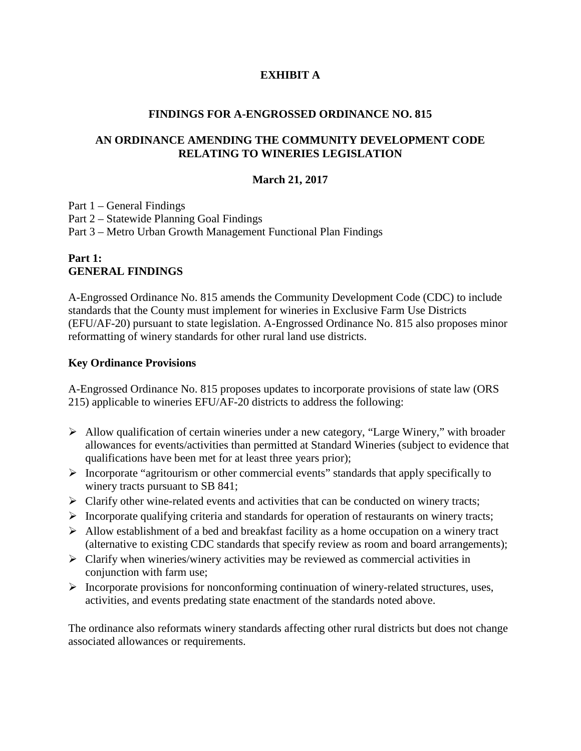# EXHIBIT A

## FINDINGS FOR A-ENGROSSED ORDINANCE NO. 815

## AN ORDINANCE AMENDING THE COMMUNITY DEVELOPMENT CODE RELATING TO WINERIES LEGISLATION

**March 21, 2017**

Part 1 – General Findings
Part 2 – Statewide Planning Goal Findings
Part 3 – Metro Urban Growth Management Functional Plan Findings

## Part 1: GENERAL FINDINGS

A-Engrossed Ordinance No. 815 amends the Community Development Code (CDC) to include standards that the County must implement for wineries in Exclusive Farm Use Districts (EFU/AF-20) pursuant to state legislation. A-Engrossed Ordinance No. 815 also proposes minor reformatting of winery standards for other rural land use districts.

### Key Ordinance Provisions

A-Engrossed Ordinance No. 815 proposes updates to incorporate provisions of state law (ORS 215) applicable to wineries EFU/AF-20 districts to address the following:

- Allow qualification of certain wineries under a new category, "Large Winery," with broader allowances for events/activities than permitted at Standard Wineries (subject to evidence that qualifications have been met for at least three years prior);
- Incorporate "agritourism or other commercial events" standards that apply specifically to winery tracts pursuant to SB 841;
- Clarify other wine-related events and activities that can be conducted on winery tracts;
- Incorporate qualifying criteria and standards for operation of restaurants on winery tracts;
- Allow establishment of a bed and breakfast facility as a home occupation on a winery tract (alternative to existing CDC standards that specify review as room and board arrangements);
- Clarify when wineries/winery activities may be reviewed as commercial activities in conjunction with farm use;
- Incorporate provisions for nonconforming continuation of winery-related structures, uses, activities, and events predating state enactment of the standards noted above.

The ordinance also reformats winery standards affecting other rural districts but does not change associated allowances or requirements.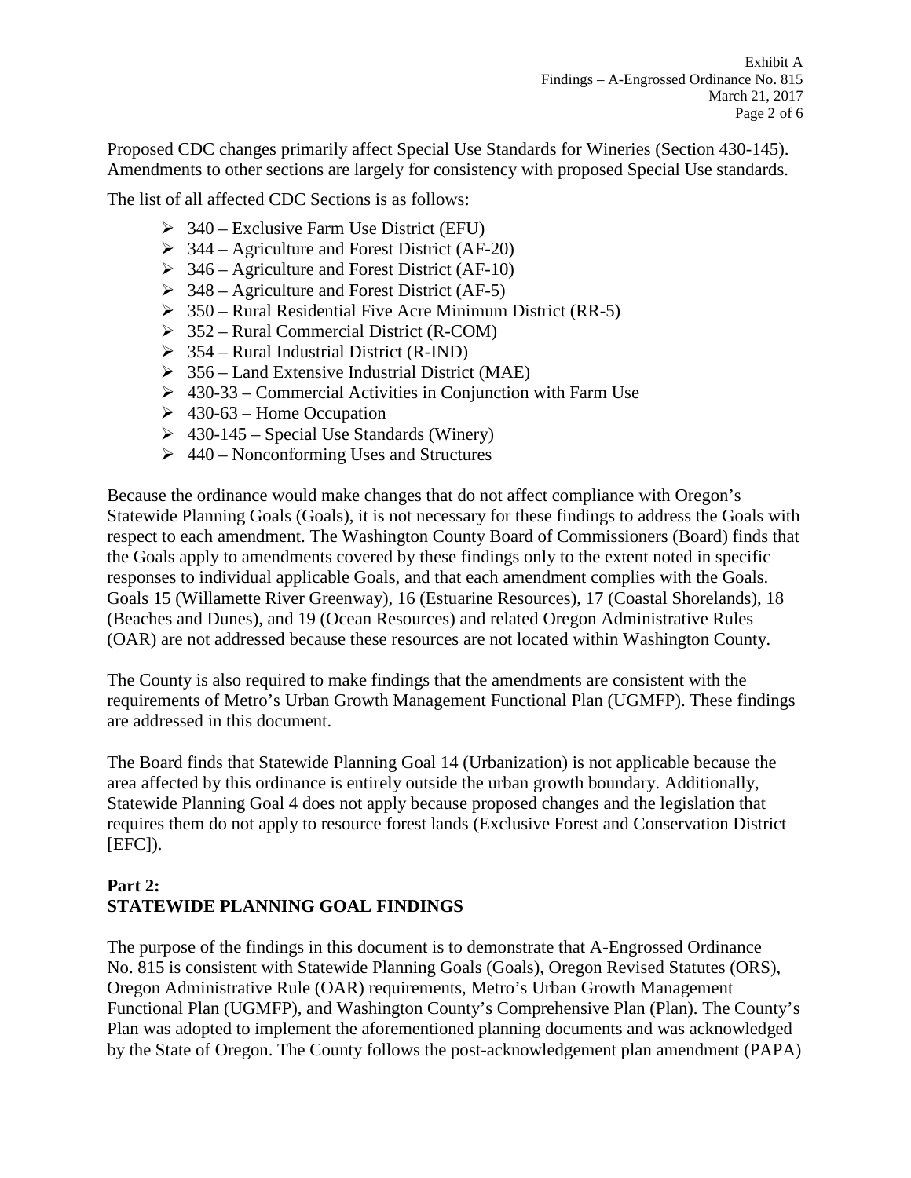Proposed CDC changes primarily affect Special Use Standards for Wineries (Section 430-145). Amendments to other sections are largely for consistency with proposed Special Use standards.

The list of all affected CDC Sections is as follows:

- 340 – Exclusive Farm Use District (EFU)
- 344 – Agriculture and Forest District (AF-20)
- 346 – Agriculture and Forest District (AF-10)
- 348 – Agriculture and Forest District (AF-5)
- 350 – Rural Residential Five Acre Minimum District (RR-5)
- 352 – Rural Commercial District (R-COM)
- 354 – Rural Industrial District (R-IND)
- 356 – Land Extensive Industrial District (MAE)
- 430-33 – Commercial Activities in Conjunction with Farm Use
- 430-63 – Home Occupation
- 430-145 – Special Use Standards (Winery)
- 440 – Nonconforming Uses and Structures

Because the ordinance would make changes that do not affect compliance with Oregon's Statewide Planning Goals (Goals), it is not necessary for these findings to address the Goals with respect to each amendment. The Washington County Board of Commissioners (Board) finds that the Goals apply to amendments covered by these findings only to the extent noted in specific responses to individual applicable Goals, and that each amendment complies with the Goals. Goals 15 (Willamette River Greenway), 16 (Estuarine Resources), 17 (Coastal Shorelands), 18 (Beaches and Dunes), and 19 (Ocean Resources) and related Oregon Administrative Rules (OAR) are not addressed because these resources are not located within Washington County.

The County is also required to make findings that the amendments are consistent with the requirements of Metro's Urban Growth Management Functional Plan (UGMFP). These findings are addressed in this document.

The Board finds that Statewide Planning Goal 14 (Urbanization) is not applicable because the area affected by this ordinance is entirely outside the urban growth boundary. Additionally, Statewide Planning Goal 4 does not apply because proposed changes and the legislation that requires them do not apply to resource forest lands (Exclusive Forest and Conservation District [EFC]).

## Part 2:
## STATEWIDE PLANNING GOAL FINDINGS

The purpose of the findings in this document is to demonstrate that A-Engrossed Ordinance No. 815 is consistent with Statewide Planning Goals (Goals), Oregon Revised Statutes (ORS), Oregon Administrative Rule (OAR) requirements, Metro's Urban Growth Management Functional Plan (UGMFP), and Washington County's Comprehensive Plan (Plan). The County's Plan was adopted to implement the aforementioned planning documents and was acknowledged by the State of Oregon. The County follows the post-acknowledgement plan amendment (PAPA)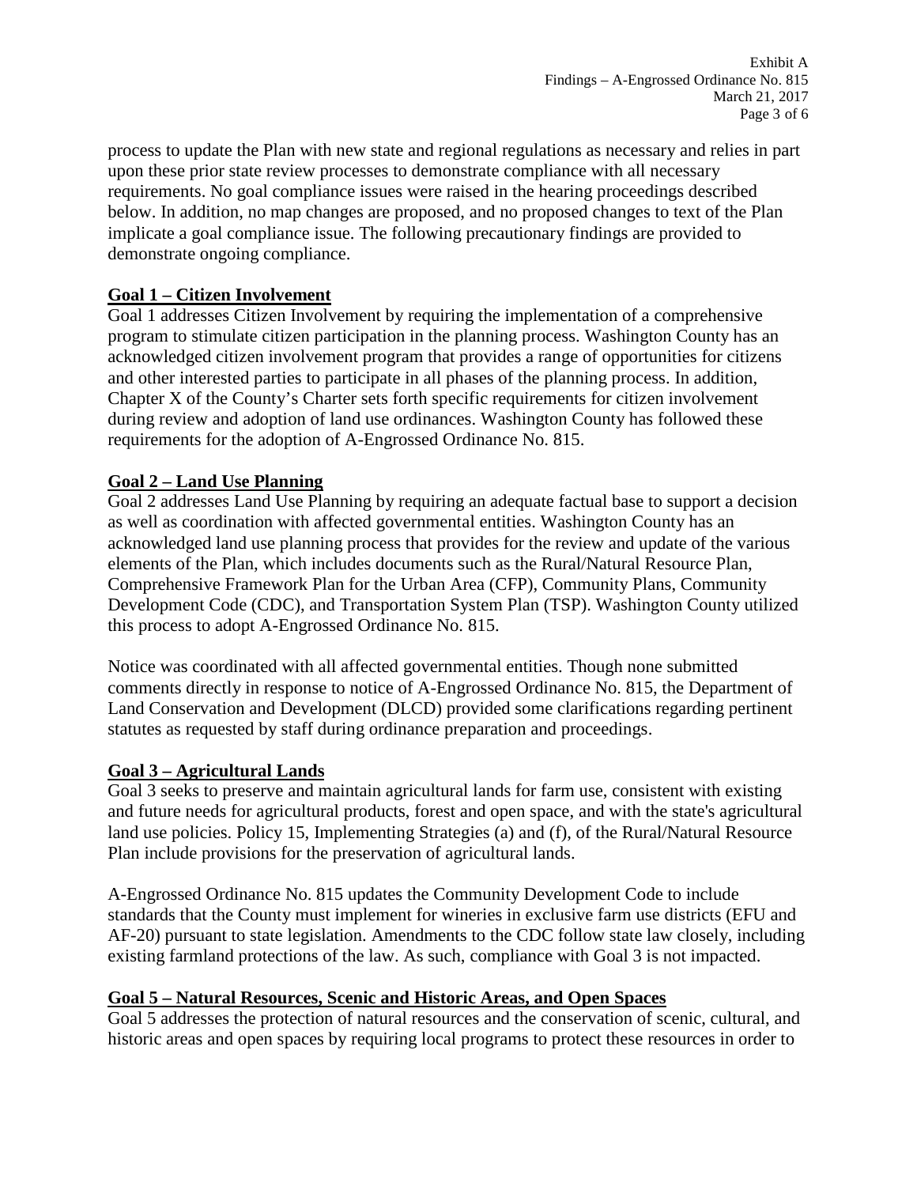process to update the Plan with new state and regional regulations as necessary and relies in part upon these prior state review processes to demonstrate compliance with all necessary requirements. No goal compliance issues were raised in the hearing proceedings described below. In addition, no map changes are proposed, and no proposed changes to text of the Plan implicate a goal compliance issue. The following precautionary findings are provided to demonstrate ongoing compliance.

## Goal 1 – Citizen Involvement

Goal 1 addresses Citizen Involvement by requiring the implementation of a comprehensive program to stimulate citizen participation in the planning process. Washington County has an acknowledged citizen involvement program that provides a range of opportunities for citizens and other interested parties to participate in all phases of the planning process. In addition, Chapter X of the County's Charter sets forth specific requirements for citizen involvement during review and adoption of land use ordinances. Washington County has followed these requirements for the adoption of A-Engrossed Ordinance No. 815.

## Goal 2 – Land Use Planning

Goal 2 addresses Land Use Planning by requiring an adequate factual base to support a decision as well as coordination with affected governmental entities. Washington County has an acknowledged land use planning process that provides for the review and update of the various elements of the Plan, which includes documents such as the Rural/Natural Resource Plan, Comprehensive Framework Plan for the Urban Area (CFP), Community Plans, Community Development Code (CDC), and Transportation System Plan (TSP). Washington County utilized this process to adopt A-Engrossed Ordinance No. 815.

Notice was coordinated with all affected governmental entities. Though none submitted comments directly in response to notice of A-Engrossed Ordinance No. 815, the Department of Land Conservation and Development (DLCD) provided some clarifications regarding pertinent statutes as requested by staff during ordinance preparation and proceedings.

## Goal 3 – Agricultural Lands

Goal 3 seeks to preserve and maintain agricultural lands for farm use, consistent with existing and future needs for agricultural products, forest and open space, and with the state's agricultural land use policies. Policy 15, Implementing Strategies (a) and (f), of the Rural/Natural Resource Plan include provisions for the preservation of agricultural lands.

A-Engrossed Ordinance No. 815 updates the Community Development Code to include standards that the County must implement for wineries in exclusive farm use districts (EFU and AF-20) pursuant to state legislation. Amendments to the CDC follow state law closely, including existing farmland protections of the law. As such, compliance with Goal 3 is not impacted.

## Goal 5 – Natural Resources, Scenic and Historic Areas, and Open Spaces

Goal 5 addresses the protection of natural resources and the conservation of scenic, cultural, and historic areas and open spaces by requiring local programs to protect these resources in order to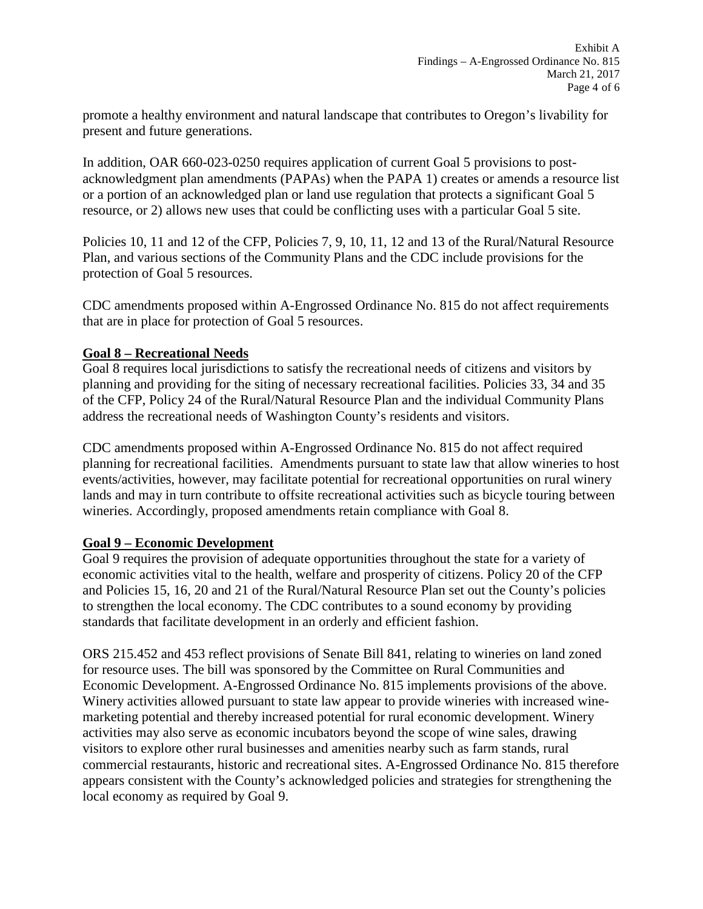promote a healthy environment and natural landscape that contributes to Oregon's livability for present and future generations.

In addition, OAR 660-023-0250 requires application of current Goal 5 provisions to post-acknowledgment plan amendments (PAPAs) when the PAPA 1) creates or amends a resource list or a portion of an acknowledged plan or land use regulation that protects a significant Goal 5 resource, or 2) allows new uses that could be conflicting uses with a particular Goal 5 site.

Policies 10, 11 and 12 of the CFP, Policies 7, 9, 10, 11, 12 and 13 of the Rural/Natural Resource Plan, and various sections of the Community Plans and the CDC include provisions for the protection of Goal 5 resources.

CDC amendments proposed within A-Engrossed Ordinance No. 815 do not affect requirements that are in place for protection of Goal 5 resources.

**Goal 8 – Recreational Needs**

Goal 8 requires local jurisdictions to satisfy the recreational needs of citizens and visitors by planning and providing for the siting of necessary recreational facilities. Policies 33, 34 and 35 of the CFP, Policy 24 of the Rural/Natural Resource Plan and the individual Community Plans address the recreational needs of Washington County's residents and visitors.

CDC amendments proposed within A-Engrossed Ordinance No. 815 do not affect required planning for recreational facilities. Amendments pursuant to state law that allow wineries to host events/activities, however, may facilitate potential for recreational opportunities on rural winery lands and may in turn contribute to offsite recreational activities such as bicycle touring between wineries. Accordingly, proposed amendments retain compliance with Goal 8.

**Goal 9 – Economic Development**

Goal 9 requires the provision of adequate opportunities throughout the state for a variety of economic activities vital to the health, welfare and prosperity of citizens. Policy 20 of the CFP and Policies 15, 16, 20 and 21 of the Rural/Natural Resource Plan set out the County's policies to strengthen the local economy. The CDC contributes to a sound economy by providing standards that facilitate development in an orderly and efficient fashion.

ORS 215.452 and 453 reflect provisions of Senate Bill 841, relating to wineries on land zoned for resource uses. The bill was sponsored by the Committee on Rural Communities and Economic Development. A-Engrossed Ordinance No. 815 implements provisions of the above. Winery activities allowed pursuant to state law appear to provide wineries with increased wine-marketing potential and thereby increased potential for rural economic development. Winery activities may also serve as economic incubators beyond the scope of wine sales, drawing visitors to explore other rural businesses and amenities nearby such as farm stands, rural commercial restaurants, historic and recreational sites. A-Engrossed Ordinance No. 815 therefore appears consistent with the County's acknowledged policies and strategies for strengthening the local economy as required by Goal 9.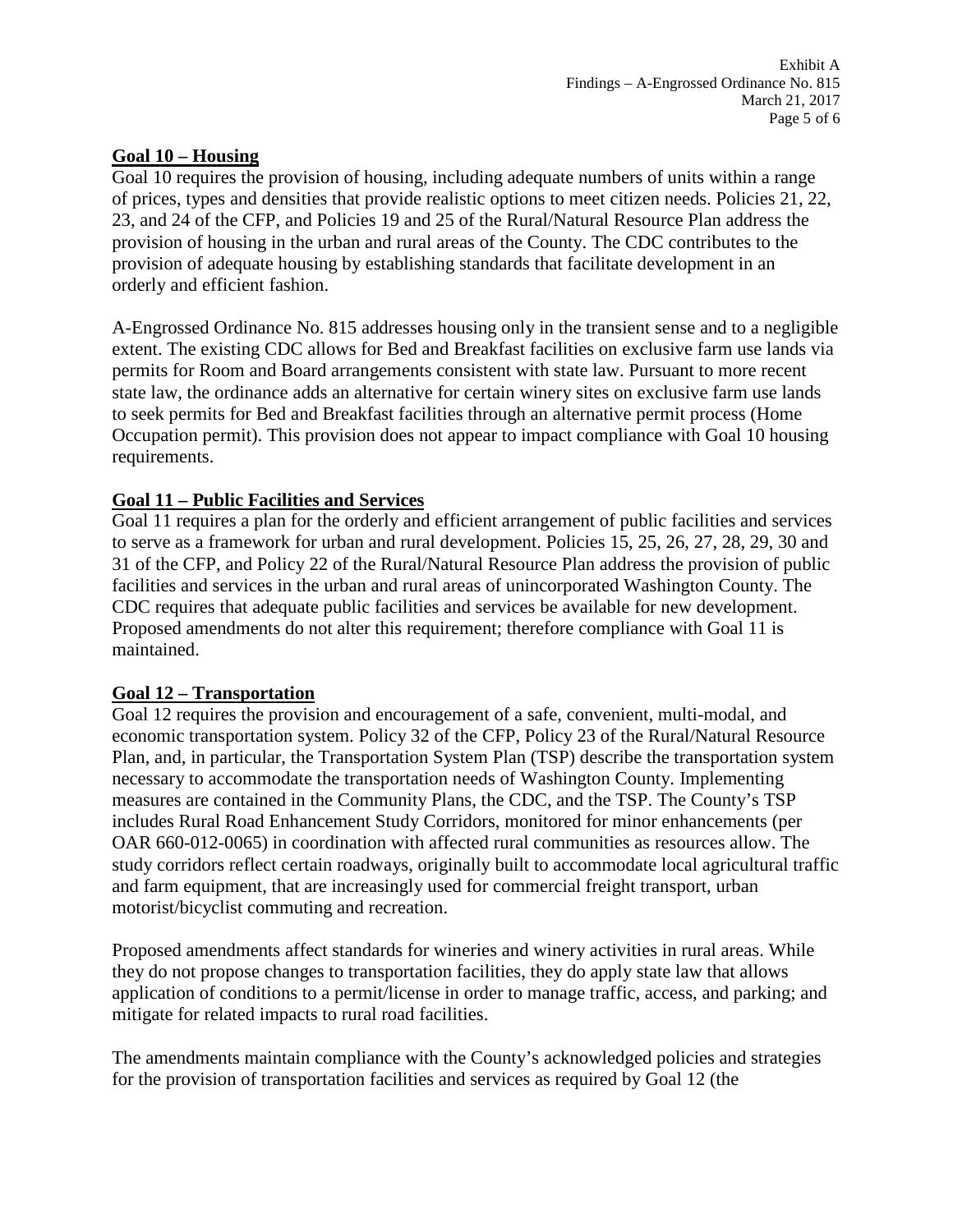## Goal 10 – Housing

Goal 10 requires the provision of housing, including adequate numbers of units within a range of prices, types and densities that provide realistic options to meet citizen needs. Policies 21, 22, 23, and 24 of the CFP, and Policies 19 and 25 of the Rural/Natural Resource Plan address the provision of housing in the urban and rural areas of the County. The CDC contributes to the provision of adequate housing by establishing standards that facilitate development in an orderly and efficient fashion.

A-Engrossed Ordinance No. 815 addresses housing only in the transient sense and to a negligible extent. The existing CDC allows for Bed and Breakfast facilities on exclusive farm use lands via permits for Room and Board arrangements consistent with state law. Pursuant to more recent state law, the ordinance adds an alternative for certain winery sites on exclusive farm use lands to seek permits for Bed and Breakfast facilities through an alternative permit process (Home Occupation permit). This provision does not appear to impact compliance with Goal 10 housing requirements.

## Goal 11 – Public Facilities and Services

Goal 11 requires a plan for the orderly and efficient arrangement of public facilities and services to serve as a framework for urban and rural development. Policies 15, 25, 26, 27, 28, 29, 30 and 31 of the CFP, and Policy 22 of the Rural/Natural Resource Plan address the provision of public facilities and services in the urban and rural areas of unincorporated Washington County. The CDC requires that adequate public facilities and services be available for new development. Proposed amendments do not alter this requirement; therefore compliance with Goal 11 is maintained.

## Goal 12 – Transportation

Goal 12 requires the provision and encouragement of a safe, convenient, multi-modal, and economic transportation system. Policy 32 of the CFP, Policy 23 of the Rural/Natural Resource Plan, and, in particular, the Transportation System Plan (TSP) describe the transportation system necessary to accommodate the transportation needs of Washington County. Implementing measures are contained in the Community Plans, the CDC, and the TSP. The County's TSP includes Rural Road Enhancement Study Corridors, monitored for minor enhancements (per OAR 660-012-0065) in coordination with affected rural communities as resources allow. The study corridors reflect certain roadways, originally built to accommodate local agricultural traffic and farm equipment, that are increasingly used for commercial freight transport, urban motorist/bicyclist commuting and recreation.

Proposed amendments affect standards for wineries and winery activities in rural areas. While they do not propose changes to transportation facilities, they do apply state law that allows application of conditions to a permit/license in order to manage traffic, access, and parking; and mitigate for related impacts to rural road facilities.

The amendments maintain compliance with the County's acknowledged policies and strategies for the provision of transportation facilities and services as required by Goal 12 (the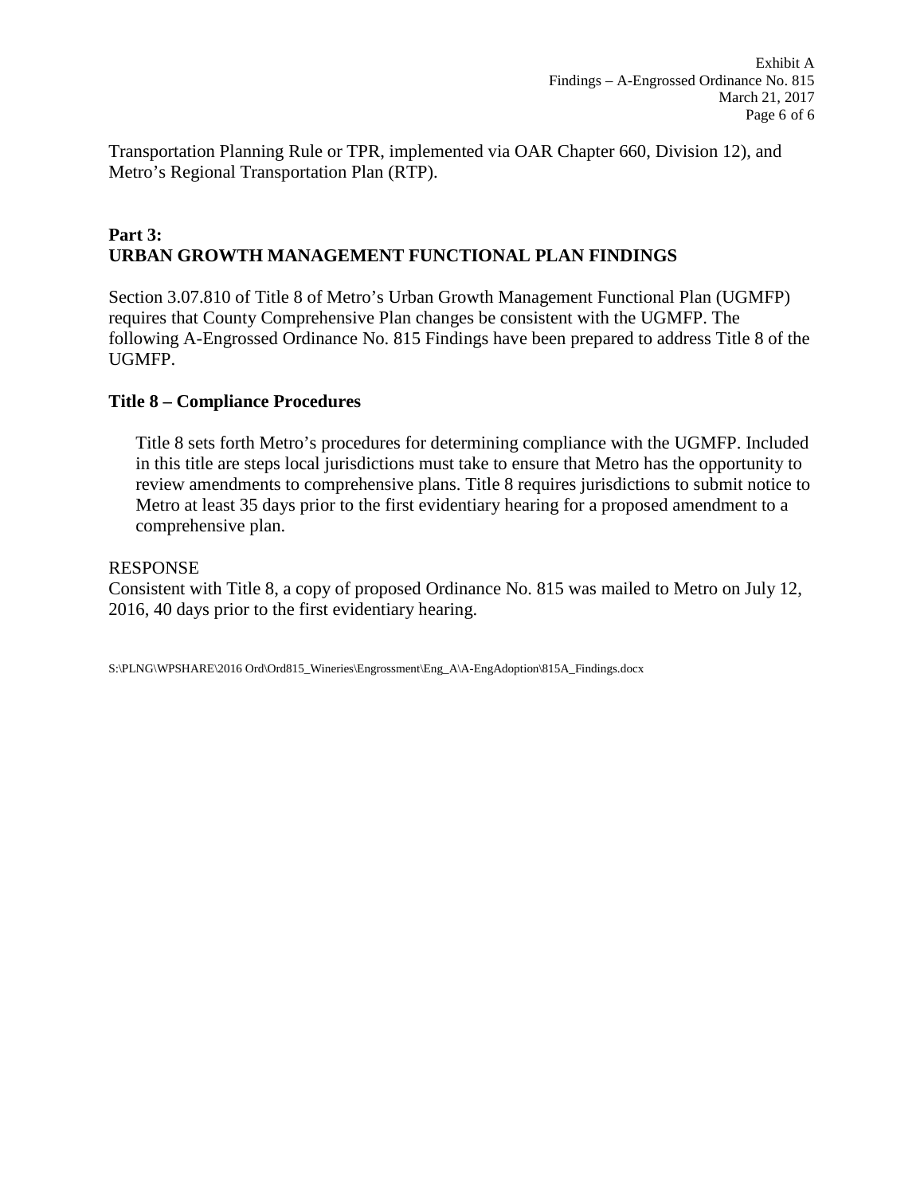Transportation Planning Rule or TPR, implemented via OAR Chapter 660, Division 12), and Metro's Regional Transportation Plan (RTP).

## Part 3: URBAN GROWTH MANAGEMENT FUNCTIONAL PLAN FINDINGS

Section 3.07.810 of Title 8 of Metro's Urban Growth Management Functional Plan (UGMFP) requires that County Comprehensive Plan changes be consistent with the UGMFP. The following A-Engrossed Ordinance No. 815 Findings have been prepared to address Title 8 of the UGMFP.

### Title 8 – Compliance Procedures

> Title 8 sets forth Metro's procedures for determining compliance with the UGMFP. Included in this title are steps local jurisdictions must take to ensure that Metro has the opportunity to review amendments to comprehensive plans. Title 8 requires jurisdictions to submit notice to Metro at least 35 days prior to the first evidentiary hearing for a proposed amendment to a comprehensive plan.

RESPONSE
Consistent with Title 8, a copy of proposed Ordinance No. 815 was mailed to Metro on July 12, 2016, 40 days prior to the first evidentiary hearing.

S:\PLNG\WPSHARE\2016 Ord\Ord815_Wineries\Engrossment\Eng_A\A-EngAdoption\815A_Findings.docx